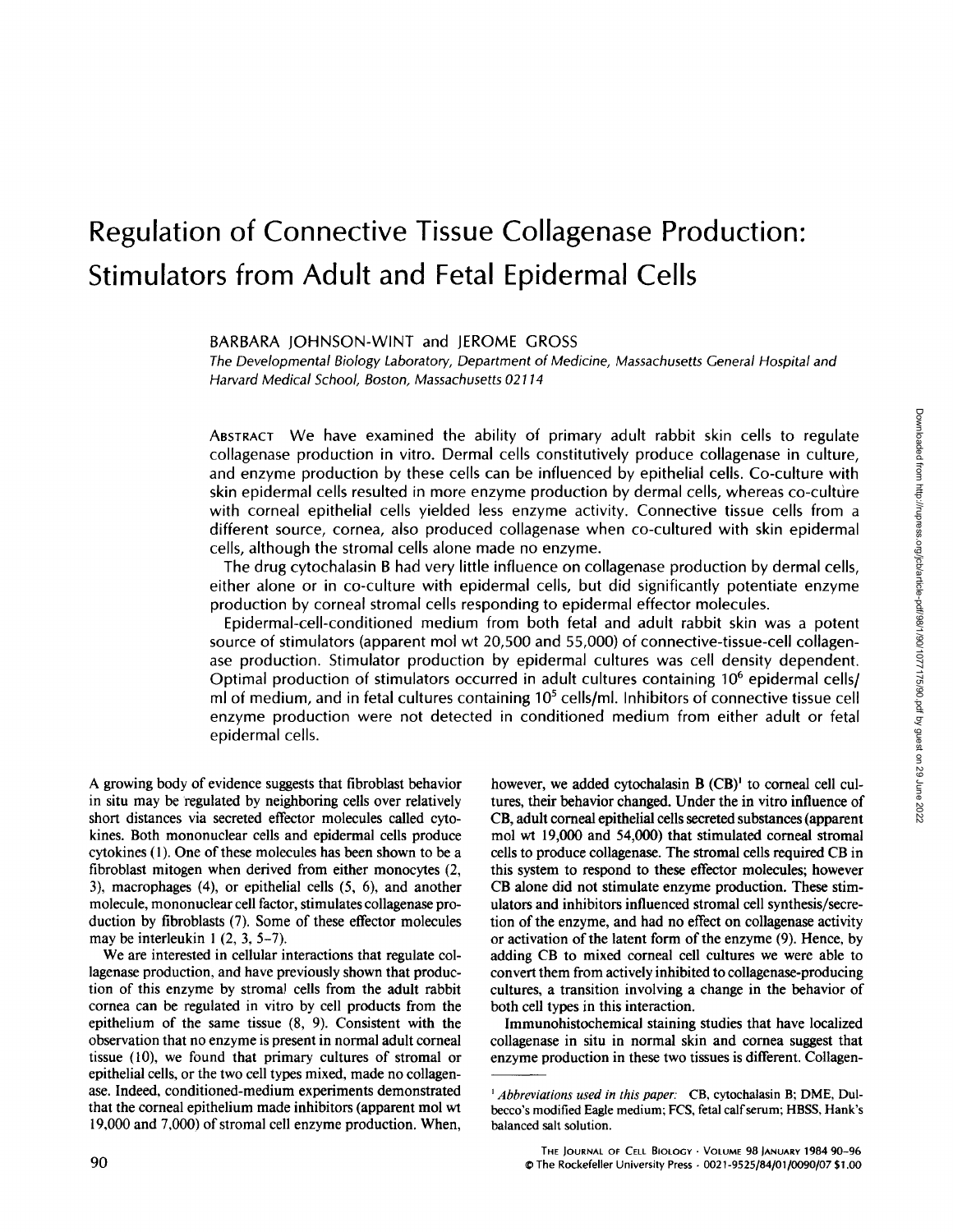# Regulation of Connective Tissue Collagenase Production: Stimulators from Adult and Fetal Epidermal Cells

BARBARA JOHNSON-WINT and JEROME GROSS

*The Developmental Biology Laboratory, Department of Medicine, Massachusetts General Hospital and Harvard Medical School, Boston, Massachusetts 02114*

ABSTRACT We have examined the ability of primary adult rabbit skin cells to regulate collagenase production in vitro. Dermal cells constitutively produce collagenase in culture, and enzyme production by these cells can be influenced by epithelial cells. Co-culture with skin epidermal cells resulted in more enzyme production by dermal cells, whereas co-culture with corneal epithelial cells yielded less enzyme activity. Connective tissue cells from a different source, cornea, also produced collagenase when co-cultured with skin epidermal cells, although the stromal cells alone made no enzyme.

The drug cytochalasin B had very little influence on collagenase production by dermal cells, either alone or in co-culture with epidermal cells, but did significantly potentiate enzyme production by corneal stromal cells responding to epidermal effector molecules.

Epidermal-cell-conditioned medium from both fetal and adult rabbit skin was a potent source of stimulators (apparent mol wt 20,500 and 55,000) of connective-tissue-cell collagenase production. Stimulator production by epidermal cultures was cell density dependent. Optimal production of stimulators occurred in adult cultures containing $10^6$ epidermal cells/ml of medium, and in fetal cultures containing $10^5$ cells/ml. Inhibitors of connective tissue cell enzyme production were not detected in conditioned medium from either adult or fetal epidermal cells.

A growing body of evidence suggests that fibroblast behavior in situ may be regulated by neighboring cells over relatively short distances via secreted effector molecules called cytokines. Both mononuclear cells and epidermal cells produce cytokines (1). One of these molecules has been shown to be a fibroblast mitogen when derived from either monocytes (2, 3), macrophages (4), or epithelial cells (5, 6), and another molecule, mononuclear cell factor, stimulates collagenase production by fibroblasts (7). Some of these effector molecules may be interleukin 1 (2, 3, 5–7).

We are interested in cellular interactions that regulate collagenase production, and have previously shown that production of this enzyme by stromal cells from the adult rabbit cornea can be regulated in vitro by cell products from the epithelium of the same tissue (8, 9). Consistent with the observation that no enzyme is present in normal adult corneal tissue (10), we found that primary cultures of stromal or epithelial cells, or the two cell types mixed, made no collagenase. Indeed, conditioned-medium experiments demonstrated that the corneal epithelium made inhibitors (apparent mol wt 19,000 and 7,000) of stromal cell enzyme production. When, however, we added cytochalasin B (CB)[1] to corneal cell cultures, their behavior changed. Under the in vitro influence of CB, adult corneal epithelial cells secreted substances (apparent mol wt 19,000 and 54,000) that stimulated corneal stromal cells to produce collagenase. The stromal cells required CB in this system to respond to these effector molecules; however CB alone did not stimulate enzyme production. These stimulators and inhibitors influenced stromal cell synthesis/secretion of the enzyme, and had no effect on collagenase activity or activation of the latent form of the enzyme (9). Hence, by adding CB to mixed corneal cell cultures we were able to convert them from actively inhibited to collagenase-producing cultures, a transition involving a change in the behavior of both cell types in this interaction.

Immunohistochemical staining studies that have localized collagenase in situ in normal skin and cornea suggest that enzyme production in these two tissues is different. Collagen-

[1] *Abbreviations used in this paper:* CB, cytochalasin B; DME, Dulbecco's modified Eagle medium; FCS, fetal calf serum; HBSS, Hank's balanced salt solution.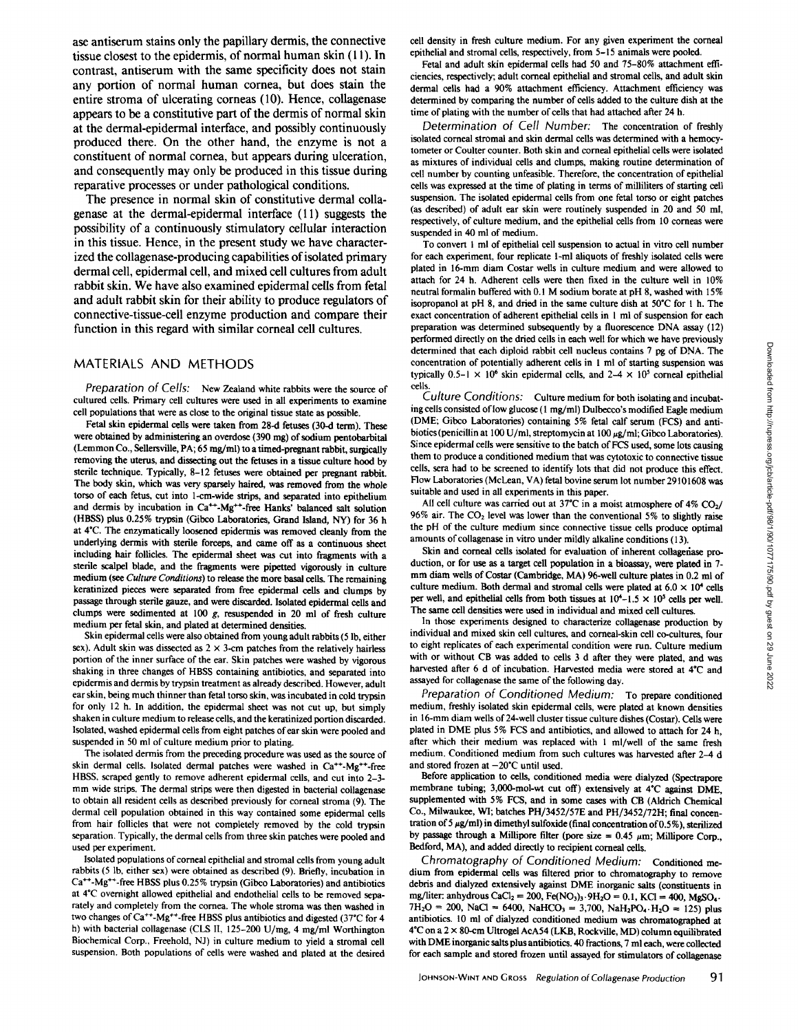ase antiserum stains only the papillary dermis, the connective tissue closest to the epidermis, of normal human skin (11). In contrast, antiserum with the same specificity does not stain any portion of normal human cornea, but does stain the entire stroma of ulcerating corneas (10). Hence, collagenase appears to be a constitutive part of the dermis of normal skin at the dermal-epidermal interface, and possibly continuously produced there. On the other hand, the enzyme is not a constituent of normal cornea, but appears during ulceration, and consequently may only be produced in this tissue during reparative processes or under pathological conditions.

The presence in normal skin of constitutive dermal collagenase at the dermal-epidermal interface (11) suggests the possibility of a continuously stimulatory cellular interaction in this tissue. Hence, in the present study we have characterized the collagenase-producing capabilities of isolated primary dermal cell, epidermal cell, and mixed cell cultures from adult rabbit skin. We have also examined epidermal cells from fetal and adult rabbit skin for their ability to produce regulators of connective-tissue-cell enzyme production and compare their function in this regard with similar corneal cell cultures.

## MATERIALS AND METHODS

*Preparation of Cells:* New Zealand white rabbits were the source of cultured cells. Primary cell cultures were used in all experiments to examine cell populations that were as close to the original tissue state as possible.

Fetal skin epidermal cells were taken from 28-d fetuses (30-d term). These were obtained by administering an overdose (390 mg) of sodium pentobarbital (Lemmon Co., Sellersville, PA; 65 mg/ml) to a timed-pregnant rabbit, surgically removing the uterus, and dissecting out the fetuses in a tissue culture hood by sterile technique. Typically, 8–12 fetuses were obtained per pregnant rabbit. The body skin, which was very sparsely haired, was removed from the whole torso of each fetus, cut into 1-cm-wide strips, and separated into epithelium and dermis by incubation in $Ca^{++}$-$Mg^{++}$-free Hanks' balanced salt solution (HBSS) plus 0.25% trypsin (Gibco Laboratories, Grand Island, NY) for 36 h at 4°C. The enzymatically loosened epidermis was removed cleanly from the underlying dermis with sterile forceps, and came off as a continuous sheet including hair follicles. The epidermal sheet was cut into fragments with a sterile scalpel blade, and the fragments were pipetted vigorously in culture medium (see *Culture Conditions*) to release the more basal cells. The remaining keratinized pieces were separated from free epidermal cells and clumps by passage through sterile gauze, and were discarded. Isolated epidermal cells and clumps were sedimented at 100 *g*, resuspended in 20 ml of fresh culture medium per fetal skin, and plated at determined densities.

Skin epidermal cells were also obtained from young adult rabbits (5 lb, either sex). Adult skin was dissected as 2 × 3-cm patches from the relatively hairless portion of the inner surface of the ear. Skin patches were washed by vigorous shaking in three changes of HBSS containing antibiotics, and separated into epidermis and dermis by trypsin treatment as already described. However, adult ear skin, being much thinner than fetal torso skin, was incubated in cold trypsin for only 12 h. In addition, the epidermal sheet was not cut up, but simply shaken in culture medium to release cells, and the keratinized portion discarded. Isolated, washed epidermal cells from eight patches of ear skin were pooled and suspended in 50 ml of culture medium prior to plating.

The isolated dermis from the preceding procedure was used as the source of skin dermal cells. Isolated dermal patches were washed in $Ca^{++}$-$Mg^{++}$-free HBSS, scraped gently to remove adherent epidermal cells, and cut into 2–3-mm wide strips. The dermal strips were then digested in bacterial collagenase to obtain all resident cells as described previously for corneal stroma (9). The dermal cell population obtained in this way contained some epidermal cells from hair follicles that were not completely removed by the cold trypsin separation. Typically, the dermal cells from three skin patches were pooled and used per experiment.

Isolated populations of corneal epithelial and stromal cells from young adult rabbits (5 lb, either sex) were obtained as described (9). Briefly, incubation in $Ca^{++}$-$Mg^{++}$-free HBSS plus 0.25% trypsin (Gibco Laboratories) and antibiotics at 4°C overnight allowed epithelial and endothelial cells to be removed separately and completely from the cornea. The whole stroma was then washed in two changes of $Ca^{++}$-$Mg^{++}$-free HBSS plus antibiotics and digested (37°C for 4 h) with bacterial collagenase (CLS II, 125–200 U/mg, 4 mg/ml Worthington Biochemical Corp., Freehold, NJ) in culture medium to yield a stromal cell suspension. Both populations of cells were washed and plated at the desired cell density in fresh culture medium. For any given experiment the corneal epithelial and stromal cells, respectively, from 5–15 animals were pooled.

Fetal and adult skin epidermal cells had 50 and 75–80% attachment efficiencies, respectively; adult corneal epithelial and stromal cells, and adult skin dermal cells had a 90% attachment efficiency. Attachment efficiency was determined by comparing the number of cells added to the culture dish at the time of plating with the number of cells that had attached after 24 h.

*Determination of Cell Number:* The concentration of freshly isolated corneal stromal and skin dermal cells was determined with a hemocytometer or Coulter counter. Both skin and corneal epithelial cells were isolated as mixtures of individual cells and clumps, making routine determination of cell number by counting unfeasible. Therefore, the concentration of epithelial cells was expressed at the time of plating in terms of milliliters of starting cell suspension. The isolated epidermal cells from one fetal torso or eight patches (as described) of adult ear skin were routinely suspended in 20 and 50 ml, respectively, of culture medium, and the epithelial cells from 10 corneas were suspended in 40 ml of medium.

To convert 1 ml of epithelial cell suspension to actual in vitro cell number for each experiment, four replicate 1-ml aliquots of freshly isolated cells were plated in 16-mm diam Costar wells in culture medium and were allowed to attach for 24 h. Adherent cells were then fixed in the culture well in 10% neutral formalin buffered with 0.1 M sodium borate at pH 8, washed with 15% isopropanol at pH 8, and dried in the same culture dish at 50°C for 1 h. The exact concentration of adherent epithelial cells in 1 ml of suspension for each preparation was determined subsequently by a fluorescence DNA assay (12) performed directly on the dried cells in each well for which we have previously determined that each diploid rabbit cell nucleus contains 7 pg of DNA. The concentration of potentially adherent cells in 1 ml of starting suspension was typically 0.5–1 × $10^6$ skin epidermal cells, and 2–4 × $10^5$ corneal epithelial cells.

*Culture Conditions:* Culture medium for both isolating and incubating cells consisted of low glucose (1 mg/ml) Dulbecco's modified Eagle medium (DME; Gibco Laboratories) containing 5% fetal calf serum (FCS) and antibiotics (penicillin at 100 U/ml, streptomycin at 100 μg/ml; Gibco Laboratories). Since epidermal cells were sensitive to the batch of FCS used, some lots causing them to produce a conditioned medium that was cytotoxic to connective tissue cells, sera had to be screened to identify lots that did not produce this effect. Flow Laboratories (McLean, VA) fetal bovine serum lot number 29101608 was suitable and used in all experiments in this paper.

All cell culture was carried out at 37°C in a moist atmosphere of 4% $CO_2$/96% air. The $CO_2$ level was lower than the conventional 5% to slightly raise the pH of the culture medium since connective tissue cells produce optimal amounts of collagenase in vitro under mildly alkaline conditions (13).

Skin and corneal cells isolated for evaluation of inherent collagenase production, or for use as a target cell population in a bioassay, were plated in 7-mm diam wells of Costar (Cambridge, MA) 96-well culture plates in 0.2 ml of culture medium. Both dermal and stromal cells were plated at 6.0 × $10^4$ cells per well, and epithelial cells from both tissues at $10^4$–1.5 × $10^5$ cells per well. The same cell densities were used in individual and mixed cell cultures.

In those experiments designed to characterize collagenase production by individual and mixed skin cell cultures, and corneal-skin cell co-cultures, four to eight replicates of each experimental condition were run. Culture medium with or without CB was added to cells 3 d after they were plated, and was harvested after 6 d of incubation. Harvested media were stored at 4°C and assayed for collagenase the same of the following day.

*Preparation of Conditioned Medium:* To prepare conditioned medium, freshly isolated skin epidermal cells, were plated at known densities in 16-mm diam wells of 24-well cluster tissue culture dishes (Costar). Cells were plated in DME plus 5% FCS and antibiotics, and allowed to attach for 24 h, after which their medium was replaced with 1 ml/well of the same fresh medium. Conditioned medium from such cultures was harvested after 2–4 d and stored frozen at −20°C until used.

Before application to cells, conditioned media were dialyzed (Spectrapore membrane tubing; 3,000-mol-wt cut off) extensively at 4°C against DME, supplemented with 5% FCS, and in some cases with CB (Aldrich Chemical Co., Milwaukee, WI; batches PH/3452/57E and PH/3452/72H; final concentration of 5 μg/ml) in dimethyl sulfoxide (final concentration of 0.5%), sterilized by passage through a Millipore filter (pore size = 0.45 μm; Millipore Corp., Bedford, MA), and added directly to recipient corneal cells.

*Chromatography of Conditioned Medium:* Conditioned medium from epidermal cells was filtered prior to chromatography to remove debris and dialyzed extensively against DME inorganic salts (constituents in mg/liter: anhydrous $CaCl_2$ = 200, $Fe(NO_3)_3 \cdot 9H_2O$ = 0.1, KCl = 400, $MgSO_4 \cdot 7H_2O$ = 200, NaCl = 6400, $NaHCO_3$ = 3,700, $NaH_2PO_4 \cdot H_2O$ = 125) plus antibiotics. 10 ml of dialyzed conditioned medium was chromatographed at 4°C on a 2 × 80-cm Ultrogel AcA54 (LKB, Rockville, MD) column equilibrated with DME inorganic salts plus antibiotics. 40 fractions, 7 ml each, were collected for each sample and stored frozen until assayed for stimulators of collagenase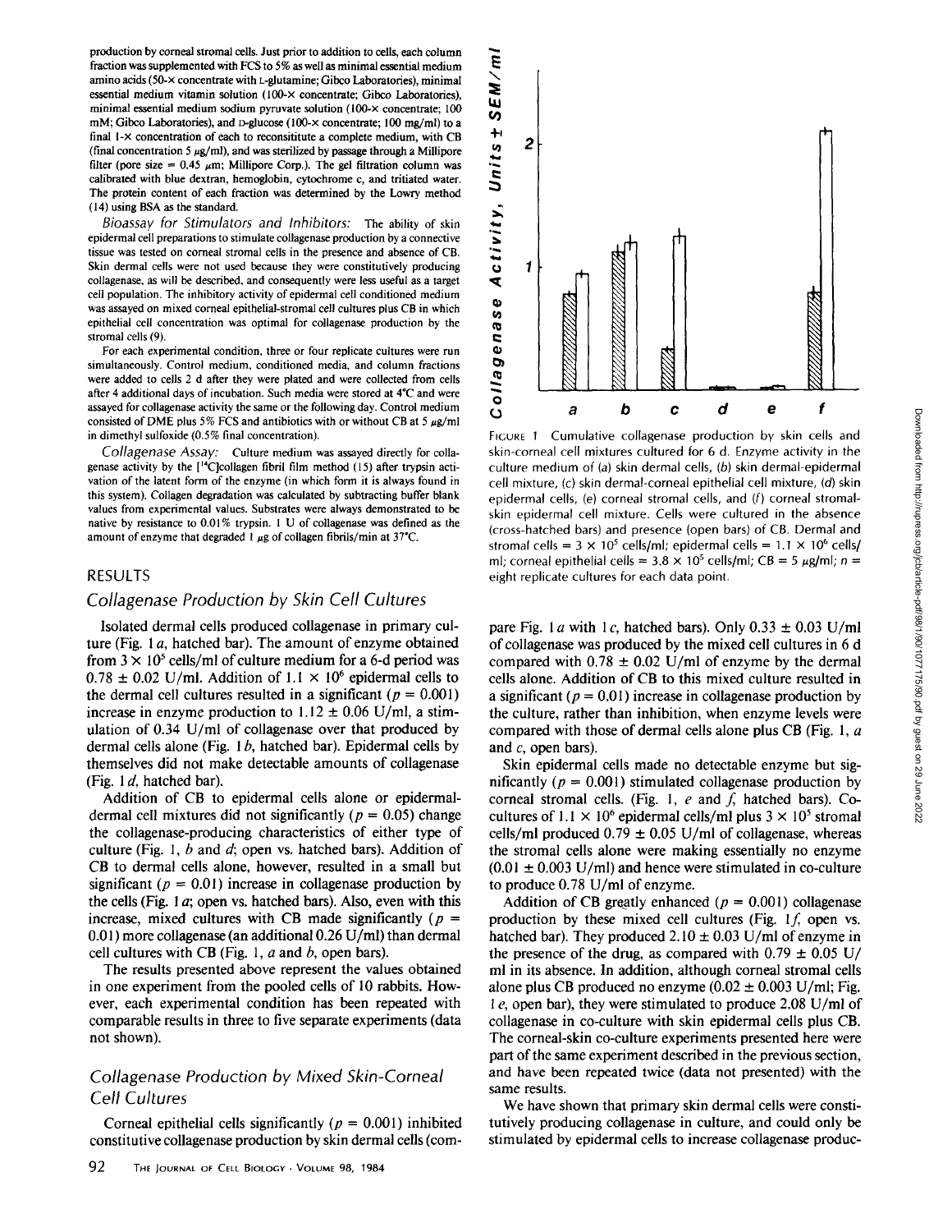production by corneal stromal cells. Just prior to addition to cells, each column fraction was supplemented with FCS to 5% as well as minimal essential medium amino acids (50-× concentrate with L-glutamine; Gibco Laboratories), minimal essential medium vitamin solution (100-× concentrate; Gibco Laboratories), minimal essential medium sodium pyruvate solution (100-× concentrate; 100 mM; Gibco Laboratories), and D-glucose (100-× concentrate; 100 mg/ml) to a final 1-× concentration of each to reconsititute a complete medium, with CB (final concentration 5 μg/ml), and was sterilized by passage through a Millipore filter (pore size = 0.45 μm; Millipore Corp.). The gel filtration column was calibrated with blue dextran, hemoglobin, cytochrome c, and tritiated water. The protein content of each fraction was determined by the Lowry method (14) using BSA as the standard.

*Bioassay for Stimulators and Inhibitors:* The ability of skin epidermal cell preparations to stimulate collagenase production by a connective tissue was tested on corneal stromal cells in the presence and absence of CB. Skin dermal cells were not used because they were constitutively producing collagenase, as will be described, and consequently were less useful as a target cell population. The inhibitory activity of epidermal cell conditioned medium was assayed on mixed corneal epithelial-stromal cell cultures plus CB in which epithelial cell concentration was optimal for collagenase production by the stromal cells (9).

For each experimental condition, three or four replicate cultures were run simultaneously. Control medium, conditioned media, and column fractions were added to cells 2 d after they were plated and were collected from cells after 4 additional days of incubation. Such media were stored at 4°C and were assayed for collagenase activity the same or the following day. Control medium consisted of DME plus 5% FCS and antibiotics with or without CB at 5 μg/ml in dimethyl sulfoxide (0.5% final concentration).

*Collagenase Assay:* Culture medium was assayed directly for collagenase activity by the [$^{14}$C]collagen fibril film method (15) after trypsin activation of the latent form of the enzyme (in which form it is always found in this system). Collagen degradation was calculated by subtracting buffer blank values from experimental values. Substrates were always demonstrated to be native by resistance to 0.01% trypsin. 1 U of collagenase was defined as the amount of enzyme that degraded 1 μg of collagen fibrils/min at 37°C.

## RESULTS

### Collagenase Production by Skin Cell Cultures

Isolated dermal cells produced collagenase in primary culture (Fig. 1 *a*, hatched bar). The amount of enzyme obtained from $3 \times 10^5$ cells/ml of culture medium for a 6-d period was $0.78 \pm 0.02$ U/ml. Addition of $1.1 \times 10^6$ epidermal cells to the dermal cell cultures resulted in a significant ($p = 0.001$) increase in enzyme production to $1.12 \pm 0.06$ U/ml, a stimulation of 0.34 U/ml of collagenase over that produced by dermal cells alone (Fig. 1 *b*, hatched bar). Epidermal cells by themselves did not make detectable amounts of collagenase (Fig. 1 *d*, hatched bar).

Addition of CB to epidermal cells alone or epidermal-dermal cell mixtures did not significantly ($p = 0.05$) change the collagenase-producing characteristics of either type of culture (Fig. 1, *b* and *d*; open vs. hatched bars). Addition of CB to dermal cells alone, however, resulted in a small but significant ($p = 0.01$) increase in collagenase production by the cells (Fig. 1 *a*; open vs. hatched bars). Also, even with this increase, mixed cultures with CB made significantly ($p = 0.01$) more collagenase (an additional 0.26 U/ml) than dermal cell cultures with CB (Fig. 1, *a* and *b*, open bars).

The results presented above represent the values obtained in one experiment from the pooled cells of 10 rabbits. However, each experimental condition has been repeated with comparable results in three to five separate experiments (data not shown).

### Collagenase Production by Mixed Skin-Corneal Cell Cultures

Corneal epithelial cells significantly ($p = 0.001$) inhibited constitutive collagenase production by skin dermal cells (compare Fig. 1 *a* with 1 *c*, hatched bars). Only $0.33 \pm 0.03$ U/ml of collagenase was produced by the mixed cell cultures in 6 d compared with $0.78 \pm 0.02$ U/ml of enzyme by the dermal cells alone. Addition of CB to this mixed culture resulted in a significant ($p = 0.01$) increase in collagenase production by the culture, rather than inhibition, when enzyme levels were compared with those of dermal cells alone plus CB (Fig. 1, *a* and *c*, open bars).

Skin epidermal cells made no detectable enzyme but significantly ($p = 0.001$) stimulated collagenase production by corneal stromal cells. (Fig. 1, *e* and *f*, hatched bars). Co-cultures of $1.1 \times 10^6$ epidermal cells/ml plus $3 \times 10^5$ stromal cells/ml produced $0.79 \pm 0.05$ U/ml of collagenase, whereas the stromal cells alone were making essentially no enzyme ($0.01 \pm 0.003$ U/ml) and hence were stimulated in co-culture to produce 0.78 U/ml of enzyme.

Addition of CB greatly enhanced ($p = 0.001$) collagenase production by these mixed cell cultures (Fig. 1 *f*, open vs. hatched bar). They produced $2.10 \pm 0.03$ U/ml of enzyme in the presence of the drug, as compared with $0.79 \pm 0.05$ U/ml in its absence. In addition, although corneal stromal cells alone plus CB produced no enzyme ($0.02 \pm 0.003$ U/ml; Fig. 1 *e*, open bar), they were stimulated to produce 2.08 U/ml of collagenase in co-culture with skin epidermal cells plus CB. The corneal-skin co-culture experiments presented here were part of the same experiment described in the previous section, and have been repeated twice (data not presented) with the same results.

We have shown that primary skin dermal cells were constitutively producing collagenase in culture, and could only be stimulated by epidermal cells to increase collagenase produc-

FIGURE 1 Cumulative collagenase production by skin cells and skin-corneal cell mixtures cultured for 6 d. Enzyme activity in the culture medium of (*a*) skin dermal cells, (*b*) skin dermal-epidermal cell mixture, (*c*) skin dermal-corneal epithelial cell mixture, (*d*) skin epidermal cells, (*e*) corneal stromal cells, and (*f*) corneal stromal-skin epidermal cell mixture. Cells were cultured in the absence (cross-hatched bars) and presence (open bars) of CB. Dermal and stromal cells = $3 \times 10^5$ cells/ml; epidermal cells = $1.1 \times 10^6$ cells/ml; corneal epithelial cells = $3.8 \times 10^5$ cells/ml; CB = 5 μg/ml; $n$ = eight replicate cultures for each data point.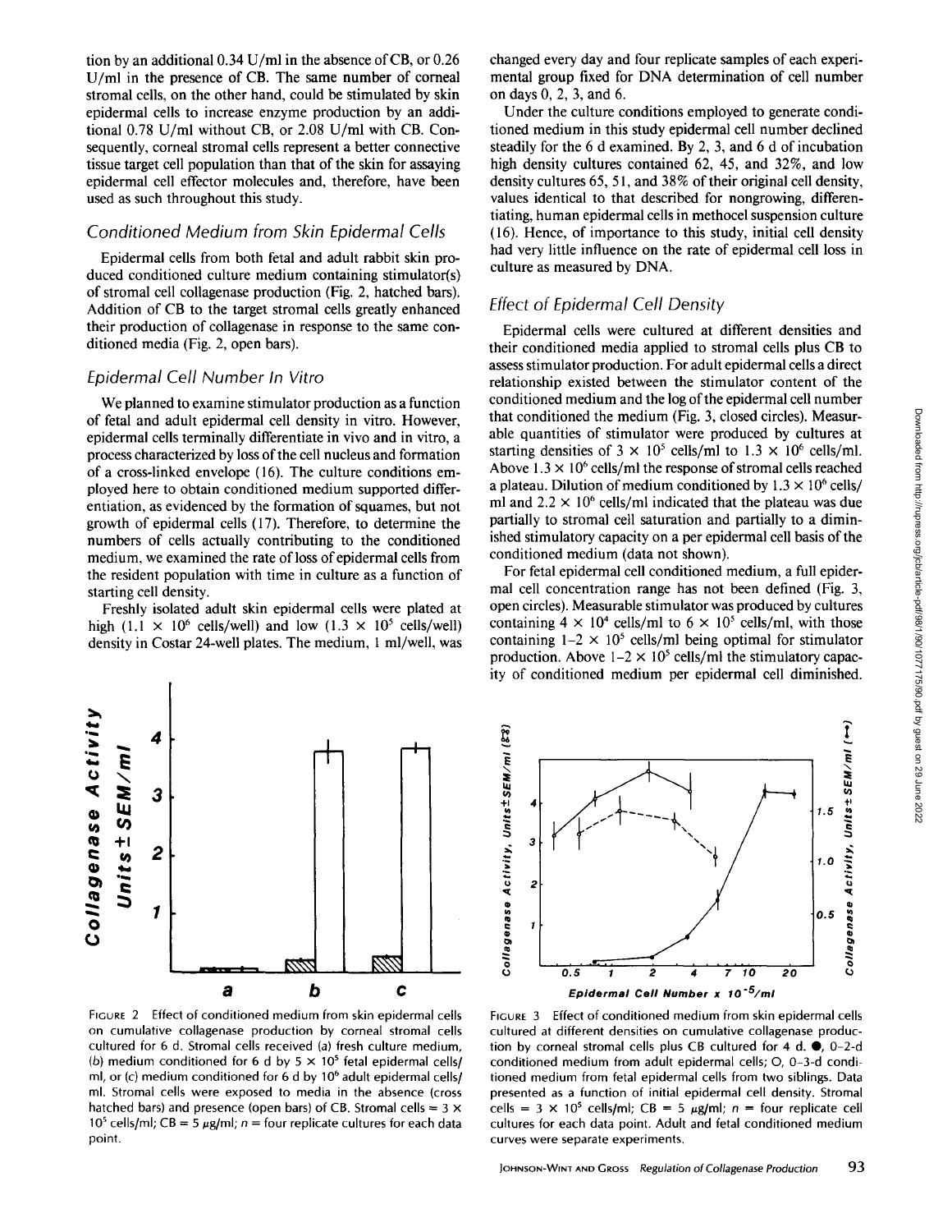tion by an additional 0.34 U/ml in the absence of CB, or 0.26 U/ml in the presence of CB. The same number of corneal stromal cells, on the other hand, could be stimulated by skin epidermal cells to increase enzyme production by an additional 0.78 U/ml without CB, or 2.08 U/ml with CB. Consequently, corneal stromal cells represent a better connective tissue target cell population than that of the skin for assaying epidermal cell effector molecules and, therefore, have been used as such throughout this study.

### Conditioned Medium from Skin Epidermal Cells

Epidermal cells from both fetal and adult rabbit skin produced conditioned culture medium containing stimulator(s) of stromal cell collagenase production (Fig. 2, hatched bars). Addition of CB to the target stromal cells greatly enhanced their production of collagenase in response to the same conditioned media (Fig. 2, open bars).

### Epidermal Cell Number In Vitro

We planned to examine stimulator production as a function of fetal and adult epidermal cell density in vitro. However, epidermal cells terminally differentiate in vivo and in vitro, a process characterized by loss of the cell nucleus and formation of a cross-linked envelope (16). The culture conditions employed here to obtain conditioned medium supported differentiation, as evidenced by the formation of squames, but not growth of epidermal cells (17). Therefore, to determine the numbers of cells actually contributing to the conditioned medium, we examined the rate of loss of epidermal cells from the resident population with time in culture as a function of starting cell density.

Freshly isolated adult skin epidermal cells were plated at high ($1.1 \times 10^6$ cells/well) and low ($1.3 \times 10^5$ cells/well) density in Costar 24-well plates. The medium, 1 ml/well, was changed every day and four replicate samples of each experimental group fixed for DNA determination of cell number on days 0, 2, 3, and 6.

Under the culture conditions employed to generate conditioned medium in this study epidermal cell number declined steadily for the 6 d examined. By 2, 3, and 6 d of incubation high density cultures contained 62, 45, and 32%, and low density cultures 65, 51, and 38% of their original cell density, values identical to that described for nongrowing, differentiating, human epidermal cells in methocel suspension culture (16). Hence, of importance to this study, initial cell density had very little influence on the rate of epidermal cell loss in culture as measured by DNA.

### Effect of Epidermal Cell Density

Epidermal cells were cultured at different densities and their conditioned media applied to stromal cells plus CB to assess stimulator production. For adult epidermal cells a direct relationship existed between the stimulator content of the conditioned medium and the log of the epidermal cell number that conditioned the medium (Fig. 3, closed circles). Measurable quantities of stimulator were produced by cultures at starting densities of $3 \times 10^5$ cells/ml to $1.3 \times 10^6$ cells/ml. Above $1.3 \times 10^6$ cells/ml the response of stromal cells reached a plateau. Dilution of medium conditioned by $1.3 \times 10^6$ cells/ml and $2.2 \times 10^6$ cells/ml indicated that the plateau was due partially to stromal cell saturation and partially to a diminished stimulatory capacity on a per epidermal cell basis of the conditioned medium (data not shown).

For fetal epidermal cell conditioned medium, a full epidermal cell concentration range has not been defined (Fig. 3, open circles). Measurable stimulator was produced by cultures containing $4 \times 10^4$ cells/ml to $6 \times 10^5$ cells/ml, with those containing $1$–$2 \times 10^5$ cells/ml being optimal for stimulator production. Above $1$–$2 \times 10^5$ cells/ml the stimulatory capacity of conditioned medium per epidermal cell diminished.

FIGURE 2 Effect of conditioned medium from skin epidermal cells on cumulative collagenase production by corneal stromal cells cultured for 6 d. Stromal cells received (a) fresh culture medium, (b) medium conditioned for 6 d by $5 \times 10^5$ fetal epidermal cells/ml, or (c) medium conditioned for 6 d by $10^6$ adult epidermal cells/ml. Stromal cells were exposed to media in the absence (cross hatched bars) and presence (open bars) of CB. Stromal cells = $3 \times 10^5$ cells/ml; CB = 5 μg/ml; $n$ = four replicate cultures for each data point.

FIGURE 3 Effect of conditioned medium from skin epidermal cells cultured at different densities on cumulative collagenase production by corneal stromal cells plus CB cultured for 4 d. ●, 0–2-d conditioned medium from adult epidermal cells; ○, 0–3-d conditioned medium from fetal epidermal cells from two siblings. Data presented as a function of initial epidermal cell density. Stromal cells = $3 \times 10^5$ cells/ml; CB = 5 μg/ml; $n$ = four replicate cell cultures for each data point. Adult and fetal conditioned medium curves were separate experiments.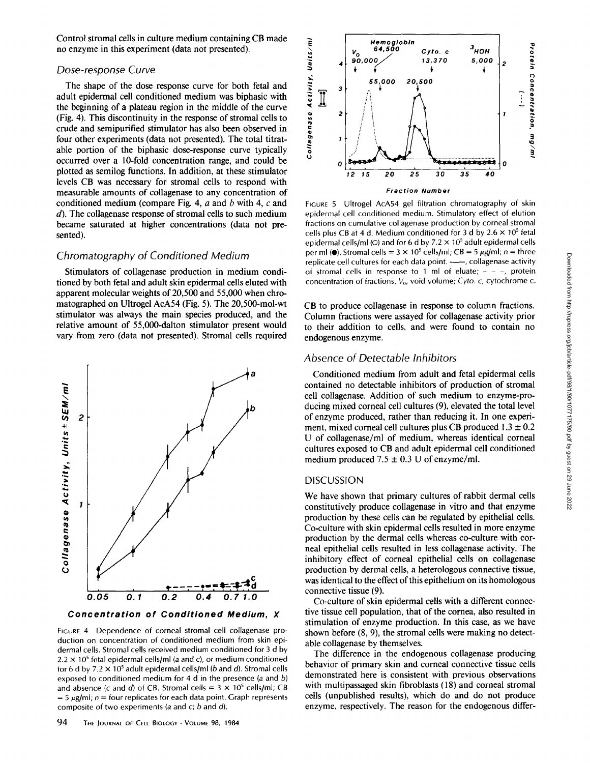Control stromal cells in culture medium containing CB made no enzyme in this experiment (data not presented).

### Dose-response Curve

The shape of the dose response curve for both fetal and adult epidermal cell conditioned medium was biphasic with the beginning of a plateau region in the middle of the curve (Fig. 4). This discontinuity in the response of stromal cells to crude and semipurified stimulator has also been observed in four other experiments (data not presented). The total titratable portion of the biphasic dose-response curve typically occurred over a 10-fold concentration range, and could be plotted as semilog functions. In addition, at these stimulator levels CB was necessary for stromal cells to respond with measurable amounts of collagenase to any concentration of conditioned medium (compare Fig. 4, *a* and *b* with 4, *c* and *d*). The collagenase response of stromal cells to such medium became saturated at higher concentrations (data not presented).

### Chromatography of Conditioned Medium

Stimulators of collagenase production in medium conditioned by both fetal and adult skin epidermal cells eluted with apparent molecular weights of 20,500 and 55,000 when chromatographed on Ultrogel AcA54 (Fig. 5). The 20,500-mol-wt stimulator was always the main species produced, and the relative amount of 55,000-dalton stimulator present would vary from zero (data not presented). Stromal cells required CB to produce collagenase in response to column fractions. Column fractions were assayed for collagenase activity prior to their addition to cells, and were found to contain no endogenous enzyme.

FIGURE 4 Dependence of corneal stromal cell collagenase production on concentration of conditioned medium from skin epidermal cells. Stromal cells received medium conditioned for 3 d by $2.2 \times 10^5$ fetal epidermal cells/ml (*a* and *c*), or medium conditioned for 6 d by $7.2 \times 10^5$ adult epidermal cells/ml (*b* and *d*). Stromal cells exposed to conditioned medium for 4 d in the presence (*a* and *b*) and absence (*c* and *d*) of CB. Stromal cells = $3 \times 10^5$ cells/ml; CB = 5 μg/ml; *n* = four replicates for each data point. Graph represents composite of two experiments (*a* and *c*; *b* and *d*).

FIGURE 5 Ultrogel AcA54 gel filtration chromatography of skin epidermal cell conditioned medium. Stimulatory effect of elution fractions on cumulative collagenase production by corneal stromal cells plus CB at 4 d. Medium conditioned for 3 d by $2.6 \times 10^5$ fetal epidermal cells/ml (○) and for 6 d by $7.2 \times 10^5$ adult epidermal cells per ml (●). Stromal cells = $3 \times 10^5$ cells/ml; CB = 5 μg/ml; *n* = three replicate cell cultures for each data point. ——, collagenase activity of stromal cells in response to 1 ml of eluate; - - -, protein concentration of fractions. $V_o$, void volume; *Cyto. c*, cytochrome c.

### Absence of Detectable Inhibitors

Conditioned medium from adult and fetal epidermal cells contained no detectable inhibitors of production of stromal cell collagenase. Addition of such medium to enzyme-producing mixed corneal cell cultures (9), elevated the total level of enzyme produced, rather than reducing it. In one experiment, mixed corneal cell cultures plus CB produced $1.3 \pm 0.2$ U of collagenase/ml of medium, whereas identical corneal cultures exposed to CB and adult epidermal cell conditioned medium produced $7.5 \pm 0.3$ U of enzyme/ml.

## DISCUSSION

We have shown that primary cultures of rabbit dermal cells constitutively produce collagenase in vitro and that enzyme production by these cells can be regulated by epithelial cells. Co-culture with skin epidermal cells resulted in more enzyme production by the dermal cells whereas co-culture with corneal epithelial cells resulted in less collagenase activity. The inhibitory effect of corneal epithelial cells on collagenase production by dermal cells, a heterologous connective tissue, was identical to the effect of this epithelium on its homologous connective tissue (9).

Co-culture of skin epidermal cells with a different connective tissue cell population, that of the cornea, also resulted in stimulation of enzyme production. In this case, as we have shown before (8, 9), the stromal cells were making no detectable collagenase by themselves.

The difference in the endogenous collagenase producing behavior of primary skin and corneal connective tissue cells demonstrated here is consistent with previous observations with multipassaged skin fibroblasts (18) and corneal stromal cells (unpublished results), which do and do not produce enzyme, respectively. The reason for the endogenous differ-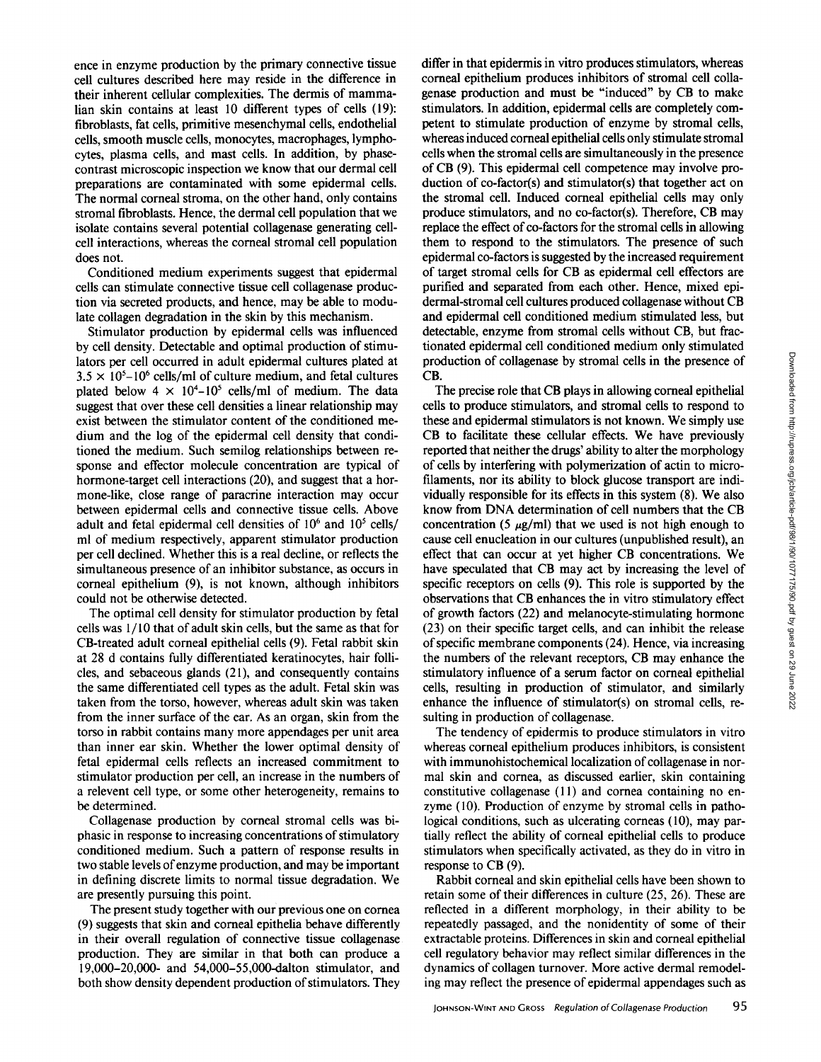ence in enzyme production by the primary connective tissue cell cultures described here may reside in the difference in their inherent cellular complexities. The dermis of mammalian skin contains at least 10 different types of cells (19): fibroblasts, fat cells, primitive mesenchymal cells, endothelial cells, smooth muscle cells, monocytes, macrophages, lymphocytes, plasma cells, and mast cells. In addition, by phase-contrast microscopic inspection we know that our dermal cell preparations are contaminated with some epidermal cells. The normal corneal stroma, on the other hand, only contains stromal fibroblasts. Hence, the dermal cell population that we isolate contains several potential collagenase generating cell-cell interactions, whereas the corneal stromal cell population does not.

Conditioned medium experiments suggest that epidermal cells can stimulate connective tissue cell collagenase production via secreted products, and hence, may be able to modulate collagen degradation in the skin by this mechanism.

Stimulator production by epidermal cells was influenced by cell density. Detectable and optimal production of stimulators per cell occurred in adult epidermal cultures plated at $3.5 \times 10^5$–$10^6$ cells/ml of culture medium, and fetal cultures plated below $4 \times 10^4$–$10^5$ cells/ml of medium. The data suggest that over these cell densities a linear relationship may exist between the stimulator content of the conditioned medium and the log of the epidermal cell density that conditioned the medium. Such semilog relationships between response and effector molecule concentration are typical of hormone-target cell interactions (20), and suggest that a hormone-like, close range of paracrine interaction may occur between epidermal cells and connective tissue cells. Above adult and fetal epidermal cell densities of $10^6$ and $10^5$ cells/ml of medium respectively, apparent stimulator production per cell declined. Whether this is a real decline, or reflects the simultaneous presence of an inhibitor substance, as occurs in corneal epithelium (9), is not known, although inhibitors could not be otherwise detected.

The optimal cell density for stimulator production by fetal cells was 1/10 that of adult skin cells, but the same as that for CB-treated adult corneal epithelial cells (9). Fetal rabbit skin at 28 d contains fully differentiated keratinocytes, hair follicles, and sebaceous glands (21), and consequently contains the same differentiated cell types as the adult. Fetal skin was taken from the torso, however, whereas adult skin was taken from the inner surface of the ear. As an organ, skin from the torso in rabbit contains many more appendages per unit area than inner ear skin. Whether the lower optimal density of fetal epidermal cells reflects an increased commitment to stimulator production per cell, an increase in the numbers of a relevent cell type, or some other heterogeneity, remains to be determined.

Collagenase production by corneal stromal cells was biphasic in response to increasing concentrations of stimulatory conditioned medium. Such a pattern of response results in two stable levels of enzyme production, and may be important in defining discrete limits to normal tissue degradation. We are presently pursuing this point.

The present study together with our previous one on cornea (9) suggests that skin and corneal epithelia behave differently in their overall regulation of connective tissue collagenase production. They are similar in that both can produce a 19,000–20,000- and 54,000–55,000-dalton stimulator, and both show density dependent production of stimulators. They differ in that epidermis in vitro produces stimulators, whereas corneal epithelium produces inhibitors of stromal cell collagenase production and must be "induced" by CB to make stimulators. In addition, epidermal cells are completely competent to stimulate production of enzyme by stromal cells, whereas induced corneal epithelial cells only stimulate stromal cells when the stromal cells are simultaneously in the presence of CB (9). This epidermal cell competence may involve production of co-factor(s) and stimulator(s) that together act on the stromal cell. Induced corneal epithelial cells may only produce stimulators, and no co-factor(s). Therefore, CB may replace the effect of co-factors for the stromal cells in allowing them to respond to the stimulators. The presence of such epidermal co-factors is suggested by the increased requirement of target stromal cells for CB as epidermal cell effectors are purified and separated from each other. Hence, mixed epidermal-stromal cell cultures produced collagenase without CB and epidermal cell conditioned medium stimulated less, but detectable, enzyme from stromal cells without CB, but fractionated epidermal cell conditioned medium only stimulated production of collagenase by stromal cells in the presence of CB.

The precise role that CB plays in allowing corneal epithelial cells to produce stimulators, and stromal cells to respond to these and epidermal stimulators is not known. We simply use CB to facilitate these cellular effects. We have previously reported that neither the drugs' ability to alter the morphology of cells by interfering with polymerization of actin to microfilaments, nor its ability to block glucose transport are individually responsible for its effects in this system (8). We also know from DNA determination of cell numbers that the CB concentration (5 $\mu$g/ml) that we used is not high enough to cause cell enucleation in our cultures (unpublished result), an effect that can occur at yet higher CB concentrations. We have speculated that CB may act by increasing the level of specific receptors on cells (9). This role is supported by the observations that CB enhances the in vitro stimulatory effect of growth factors (22) and melanocyte-stimulating hormone (23) on their specific target cells, and can inhibit the release of specific membrane components (24). Hence, via increasing the numbers of the relevant receptors, CB may enhance the stimulatory influence of a serum factor on corneal epithelial cells, resulting in production of stimulator, and similarly enhance the influence of stimulator(s) on stromal cells, resulting in production of collagenase.

The tendency of epidermis to produce stimulators in vitro whereas corneal epithelium produces inhibitors, is consistent with immunohistochemical localization of collagenase in normal skin and cornea, as discussed earlier, skin containing constitutive collagenase (11) and cornea containing no enzyme (10). Production of enzyme by stromal cells in pathological conditions, such as ulcerating corneas (10), may partially reflect the ability of corneal epithelial cells to produce stimulators when specifically activated, as they do in vitro in response to CB (9).

Rabbit corneal and skin epithelial cells have been shown to retain some of their differences in culture (25, 26). These are reflected in a different morphology, in their ability to be repeatedly passaged, and the nonidentity of some of their extractable proteins. Differences in skin and corneal epithelial cell regulatory behavior may reflect similar differences in the dynamics of collagen turnover. More active dermal remodeling may reflect the presence of epidermal appendages such as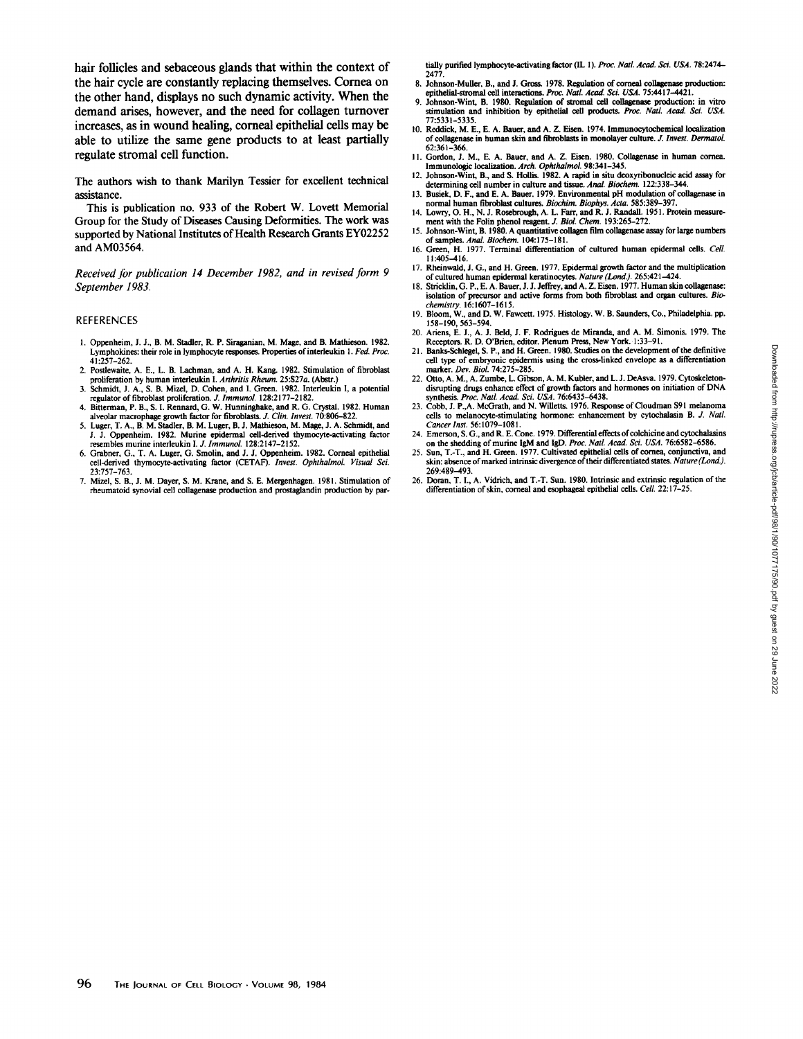hair follicles and sebaceous glands that within the context of the hair cycle are constantly replacing themselves. Cornea on the other hand, displays no such dynamic activity. When the demand arises, however, and the need for collagen turnover increases, as in wound healing, corneal epithelial cells may be able to utilize the same gene products to at least partially regulate stromal cell function.

The authors wish to thank Marilyn Tessier for excellent technical assistance.

This is publication no. 933 of the Robert W. Lovett Memorial Group for the Study of Diseases Causing Deformities. The work was supported by National Institutes of Health Research Grants EY02252 and AM03564.

*Received for publication 14 December 1982, and in revised form 9 September 1983.*

## REFERENCES

1. Oppenheim, J. J., B. M. Stadler, R. P. Siraganian, M. Mage, and B. Mathieson. 1982. Lymphokines: their role in lymphocyte responses. Properties of interleukin 1. *Fed. Proc.* 41:257–262.
2. Postlewaite, A. E., L. B. Lachman, and A. H. Kang. 1982. Stimulation of fibroblast proliferation by human interleukin I. *Arthritis Rheum.* 25:S27a. (Abstr.)
3. Schmidt, J. A., S. B. Mizel, D. Cohen, and I. Green. 1982. Interleukin I, a potential regulator of fibroblast proliferation. *J. Immunol.* 128:2177–2182.
4. Bitterman, P. B., S. I. Rennard, G. W. Hunninghake, and R. G. Crystal. 1982. Human alveolar macrophage growth factor for fibroblasts. *J. Clin. Invest.* 70:806–822.
5. Luger, T. A., B. M. Stadler, M. Luger, B. J. Mathieson, M. Mage, J. A. Schmidt, and J. J. Oppenheim. 1982. Murine epidermal cell-derived thymocyte-activating factor resembles murine interleukin I. *J. Immunol.* 128:2147–2152.
6. Grabner, G., T. A. Luger, G. Smolin, and J. J. Oppenheim. 1982. Corneal epithelial cell-derived thymocyte-activating factor (CETAF). *Invest. Ophthalmol. Visual Sci.* 23:757–763.
7. Mizel, S. B., J. M. Dayer, S. M. Krane, and S. E. Mergenhagen. 1981. Stimulation of rheumatoid synovial cell collagenase production and prostaglandin production by partially purified lymphocyte-activating factor (IL 1). *Proc. Natl. Acad. Sci. USA.* 78:2474–2477.
8. Johnson-Muller, B., and J. Gross. 1978. Regulation of corneal collagenase production: epithelial-stromal cell interactions. *Proc. Natl. Acad. Sci. USA.* 75:4417–4421.
9. Johnson-Wint, B. 1980. Regulation of stromal cell collagenase production: in vitro stimulation and inhibition by epithelial cell products. *Proc. Natl. Acad. Sci. USA.* 77:5331–5335.
10. Reddick, M. E., E. A. Bauer, and A. Z. Eisen. 1974. Immunocytochemical localization of collagenase in human skin and fibroblasts in monolayer culture. *J. Invest. Dermatol.* 62:361–366.
11. Gordon, J. M., E. A. Bauer, and A. Z. Eisen. 1980. Collagenase in human cornea. Immunologic localization. *Arch. Ophthalmol.* 98:341–345.
12. Johnson-Wint, B., and S. Hollis. 1982. A rapid in situ deoxyribonucleic acid assay for determining cell number in culture and tissue. *Anal. Biochem.* 122:338–344.
13. Busiek, D. F., and E. A. Bauer. 1979. Environmental pH modulation of collagenase in normal human fibroblast cultures. *Biochim. Biophys. Acta.* 585:389–397.
14. Lowry, O. H., N. J. Rosebrough, A. L. Farr, and R. J. Randall. 1951. Protein measurement with the Folin phenol reagent. *J. Biol. Chem.* 193:265–272.
15. Johnson-Wint, B. 1980. A quantitative collagen film collagenase assay for large numbers of samples. *Anal. Biochem.* 104:175–181.
16. Green, H. 1977. Terminal differentiation of cultured human epidermal cells. *Cell.* 11:405–416.
17. Rheinwald, J. G., and H. Green. 1977. Epidermal growth factor and the multiplication of cultured human epidermal keratinocytes. *Nature (Lond.).* 265:421–424.
18. Stricklin, G. P., E. A. Bauer, J. J. Jeffrey, and A. Z. Eisen. 1977. Human skin collagenase: isolation of precursor and active forms from both fibroblast and organ cultures. *Biochemistry.* 16:1607–1615.
19. Bloom, W., and D. W. Fawcett. 1975. Histology. W. B. Saunders, Co., Philadelphia. pp. 158–190, 563–594.
20. Ariens, E. J., A. J. Beld, J. F. Rodrigues de Miranda, and A. M. Simonis. 1979. The Receptors. R. D. O'Brien, editor. Plenum Press, New York. 1:33–91.
21. Banks-Schlegel, S. P., and H. Green. 1980. Studies on the development of the definitive cell type of embryonic epidermis using the cross-linked envelope as a differentiation marker. *Dev. Biol.* 74:275–285.
22. Otto, A. M., A. Zumbe, L. Gibson, A. M. Kubler, and L. J. DeAsva. 1979. Cytoskeleton-disrupting drugs enhance effect of growth factors and hormones on initiation of DNA synthesis. *Proc. Natl. Acad. Sci. USA.* 76:6435–6438.
23. Cobb, J. P., A. McGrath, and N. Willetts. 1976. Response of Cloudman S91 melanoma cells to melanocyte-stimulating hormone: enhancement by cytochalasin B. *J. Natl. Cancer Inst.* 56:1079–1081.
24. Emerson, S. G., and R. E. Cone. 1979. Differential effects of colchicine and cytochalasins on the shedding of murine IgM and IgD. *Proc. Natl. Acad. Sci. USA.* 76:6582–6586.
25. Sun, T.-T., and H. Green. 1977. Cultivated epithelial cells of cornea, conjunctiva, and skin: absence of marked intrinsic divergence of their differentiated states. *Nature (Lond.).* 269:489–493.
26. Doran, T. I., A. Vidrich, and T.-T. Sun. 1980. Intrinsic and extrinsic regulation of the differentiation of skin, corneal and esophageal epithelial cells. *Cell.* 22:17–25.